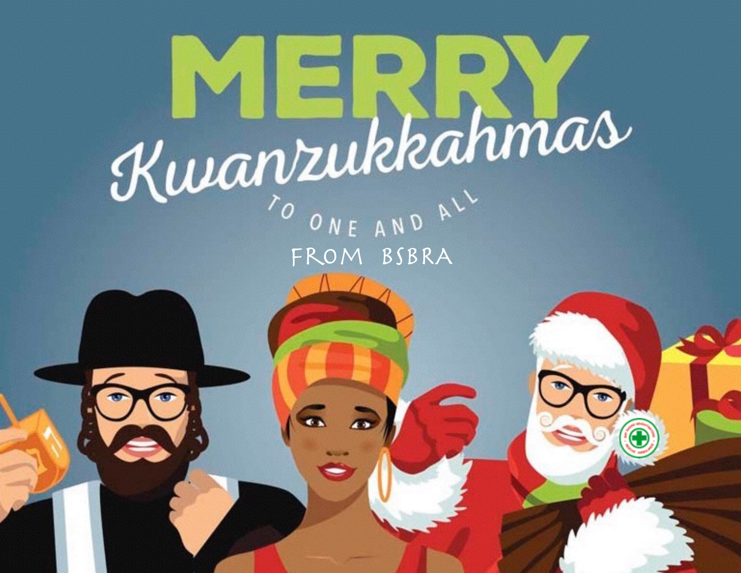# MERRY

## Kwanzukkahmas

TO ONE AND ALL

FROM BSBRA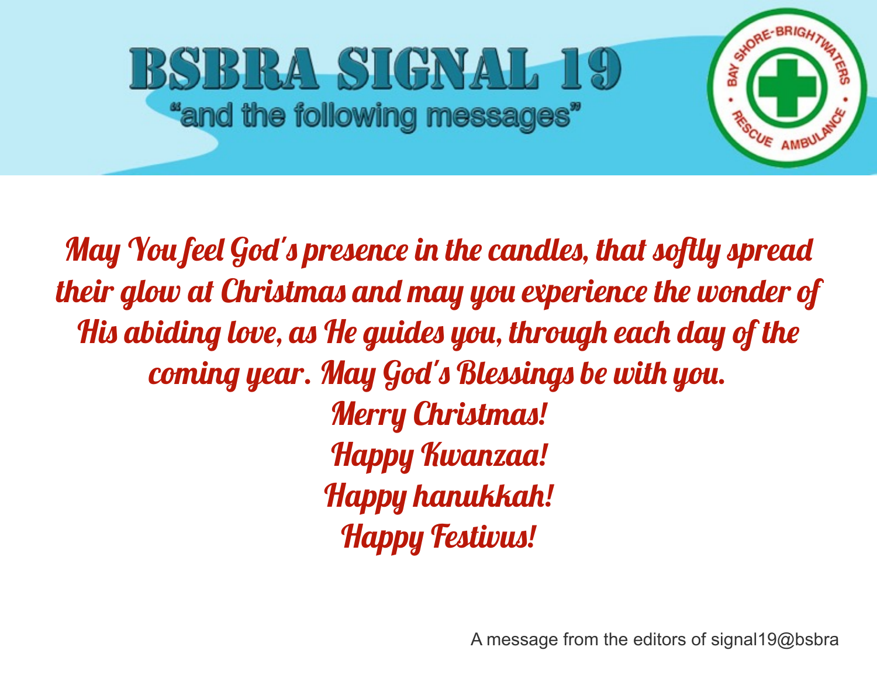# BSBRA SIGNAL 19

"and the following messages"

May You feel God's presence in the candles, that softly spread their glow at Christmas and may you experience the wonder of His abiding love, as He guides you, through each day of the coming year. May God's Blessings be with you.

Merry Christmas!

Happy Kwanzaa!

Happy hanukkah!

Happy Festivus!

A message from the editors of signal19@bsbra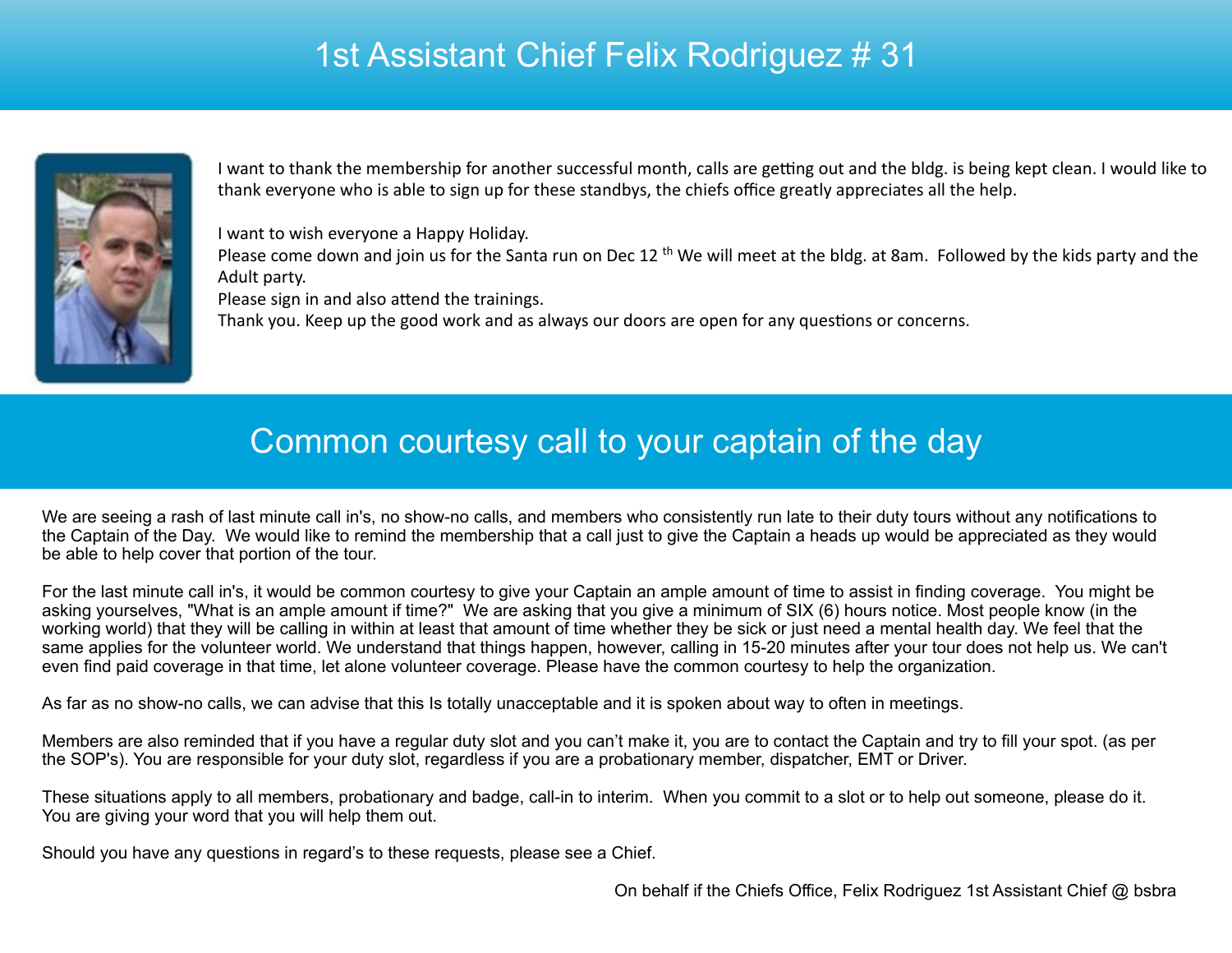# 1st Assistant Chief Felix Rodriguez # 31

I want to thank the membership for another successful month, calls are getting out and the bldg. is being kept clean. I would like to thank everyone who is able to sign up for these standbys, the chiefs office greatly appreciates all the help.

I want to wish everyone a Happy Holiday.
Please come down and join us for the Santa run on Dec 12 th We will meet at the bldg. at 8am. Followed by the kids party and the Adult party.
Please sign in and also attend the trainings.
Thank you. Keep up the good work and as always our doors are open for any questions or concerns.

# Common courtesy call to your captain of the day

We are seeing a rash of last minute call in's, no show-no calls, and members who consistently run late to their duty tours without any notifications to the Captain of the Day. We would like to remind the membership that a call just to give the Captain a heads up would be appreciated as they would be able to help cover that portion of the tour.

For the last minute call in's, it would be common courtesy to give your Captain an ample amount of time to assist in finding coverage. You might be asking yourselves, "What is an ample amount if time?" We are asking that you give a minimum of SIX (6) hours notice. Most people know (in the working world) that they will be calling in within at least that amount of time whether they be sick or just need a mental health day. We feel that the same applies for the volunteer world. We understand that things happen, however, calling in 15-20 minutes after your tour does not help us. We can't even find paid coverage in that time, let alone volunteer coverage. Please have the common courtesy to help the organization.

As far as no show-no calls, we can advise that this Is totally unacceptable and it is spoken about way to often in meetings.

Members are also reminded that if you have a regular duty slot and you can't make it, you are to contact the Captain and try to fill your spot. (as per the SOP's). You are responsible for your duty slot, regardless if you are a probationary member, dispatcher, EMT or Driver.

These situations apply to all members, probationary and badge, call-in to interim. When you commit to a slot or to help out someone, please do it. You are giving your word that you will help them out.

Should you have any questions in regard's to these requests, please see a Chief.

On behalf if the Chiefs Office, Felix Rodriguez 1st Assistant Chief @ bsbra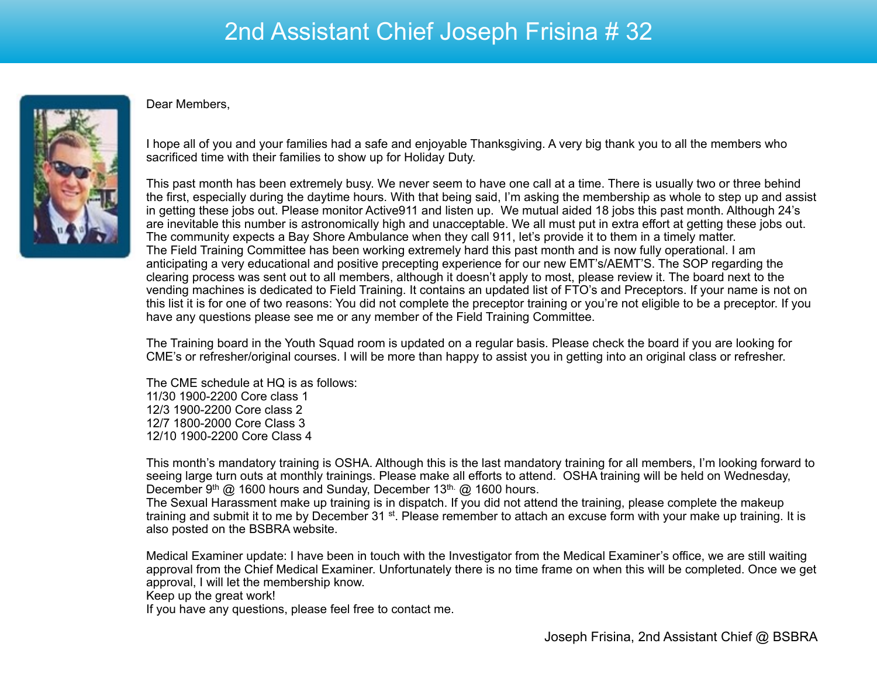# 2nd Assistant Chief Joseph Frisina # 32

Dear Members,

I hope all of you and your families had a safe and enjoyable Thanksgiving. A very big thank you to all the members who sacrificed time with their families to show up for Holiday Duty.

This past month has been extremely busy. We never seem to have one call at a time. There is usually two or three behind the first, especially during the daytime hours. With that being said, I'm asking the membership as whole to step up and assist in getting these jobs out. Please monitor Active911 and listen up.  We mutual aided 18 jobs this past month. Although 24's are inevitable this number is astronomically high and unacceptable. We all must put in extra effort at getting these jobs out. The community expects a Bay Shore Ambulance when they call 911, let's provide it to them in a timely matter.
The Field Training Committee has been working extremely hard this past month and is now fully operational. I am anticipating a very educational and positive precepting experience for our new EMT's/AEMT'S. The SOP regarding the clearing process was sent out to all members, although it doesn't apply to most, please review it. The board next to the vending machines is dedicated to Field Training. It contains an updated list of FTO's and Preceptors. If your name is not on this list it is for one of two reasons: You did not complete the preceptor training or you're not eligible to be a preceptor. If you have any questions please see me or any member of the Field Training Committee.

The Training board in the Youth Squad room is updated on a regular basis. Please check the board if you are looking for CME's or refresher/original courses. I will be more than happy to assist you in getting into an original class or refresher.

The CME schedule at HQ is as follows:
11/30 1900-2200 Core class 1
12/3 1900-2200 Core class 2
12/7 1800-2000 Core Class 3
12/10 1900-2200 Core Class 4

This month's mandatory training is OSHA. Although this is the last mandatory training for all members, I'm looking forward to seeing large turn outs at monthly trainings. Please make all efforts to attend.  OSHA training will be held on Wednesday, December 9th @ 1600 hours and Sunday, December 13th. @ 1600 hours.
The Sexual Harassment make up training is in dispatch. If you did not attend the training, please complete the makeup training and submit it to me by December 31 st. Please remember to attach an excuse form with your make up training. It is also posted on the BSBRA website.

Medical Examiner update: I have been in touch with the Investigator from the Medical Examiner's office, we are still waiting approval from the Chief Medical Examiner. Unfortunately there is no time frame on when this will be completed. Once we get approval, I will let the membership know.
Keep up the great work!
If you have any questions, please feel free to contact me.

Joseph Frisina, 2nd Assistant Chief @ BSBRA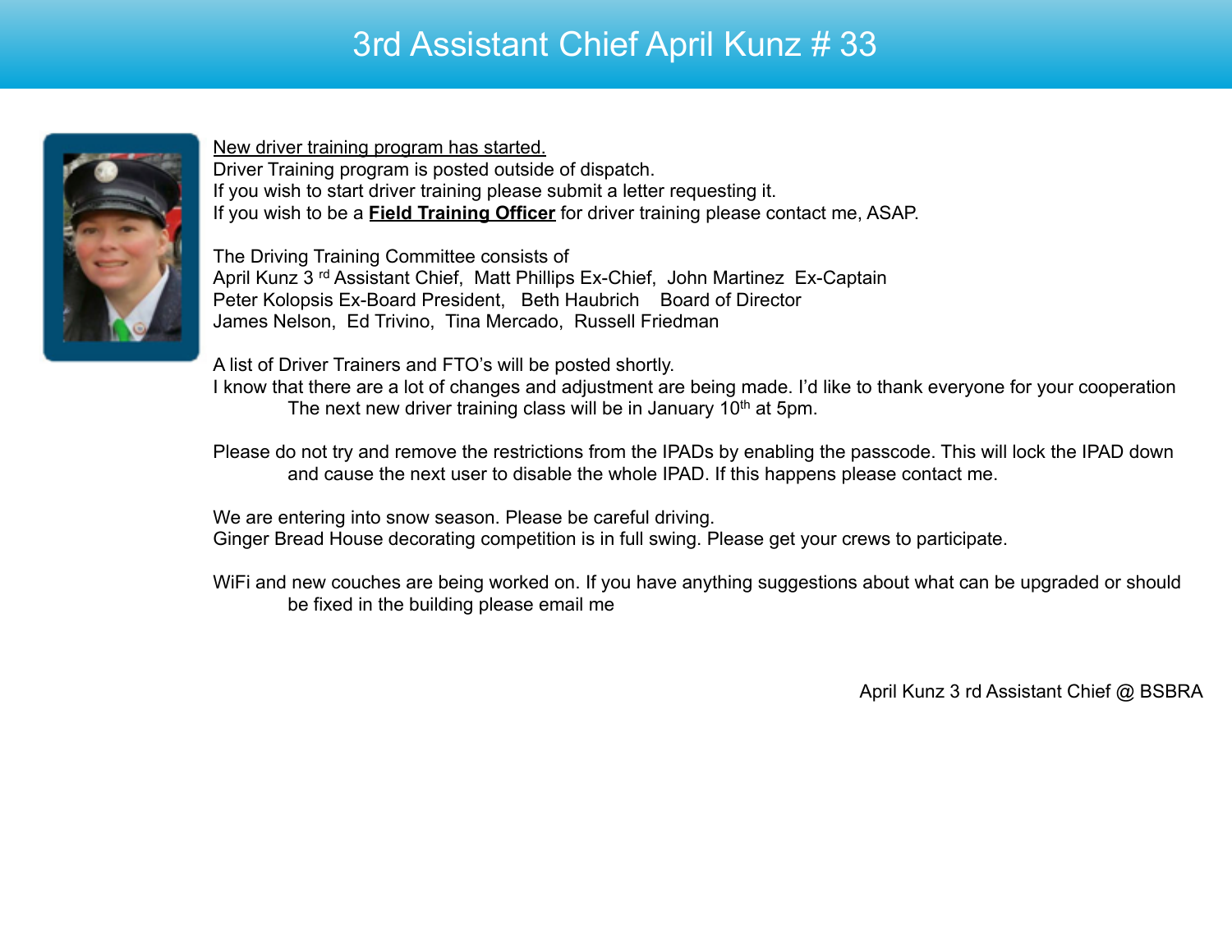# 3rd Assistant Chief April Kunz # 33

<u>New driver training program has started.</u>
Driver Training program is posted outside of dispatch.
If you wish to start driver training please submit a letter requesting it.
If you wish to be a **<u>Field Training Officer</u>** for driver training please contact me, ASAP.

The Driving Training Committee consists of
April Kunz 3 rd Assistant Chief, Matt Phillips Ex-Chief, John Martinez Ex-Captain
Peter Kolopsis Ex-Board President, Beth Haubrich Board of Director
James Nelson, Ed Trivino, Tina Mercado, Russell Friedman

A list of Driver Trainers and FTO's will be posted shortly.
I know that there are a lot of changes and adjustment are being made. I'd like to thank everyone for your cooperation
The next new driver training class will be in January 10th at 5pm.

Please do not try and remove the restrictions from the IPADs by enabling the passcode. This will lock the IPAD down and cause the next user to disable the whole IPAD. If this happens please contact me.

We are entering into snow season. Please be careful driving.
Ginger Bread House decorating competition is in full swing. Please get your crews to participate.

WiFi and new couches are being worked on. If you have anything suggestions about what can be upgraded or should be fixed in the building please email me

April Kunz 3 rd Assistant Chief @ BSBRA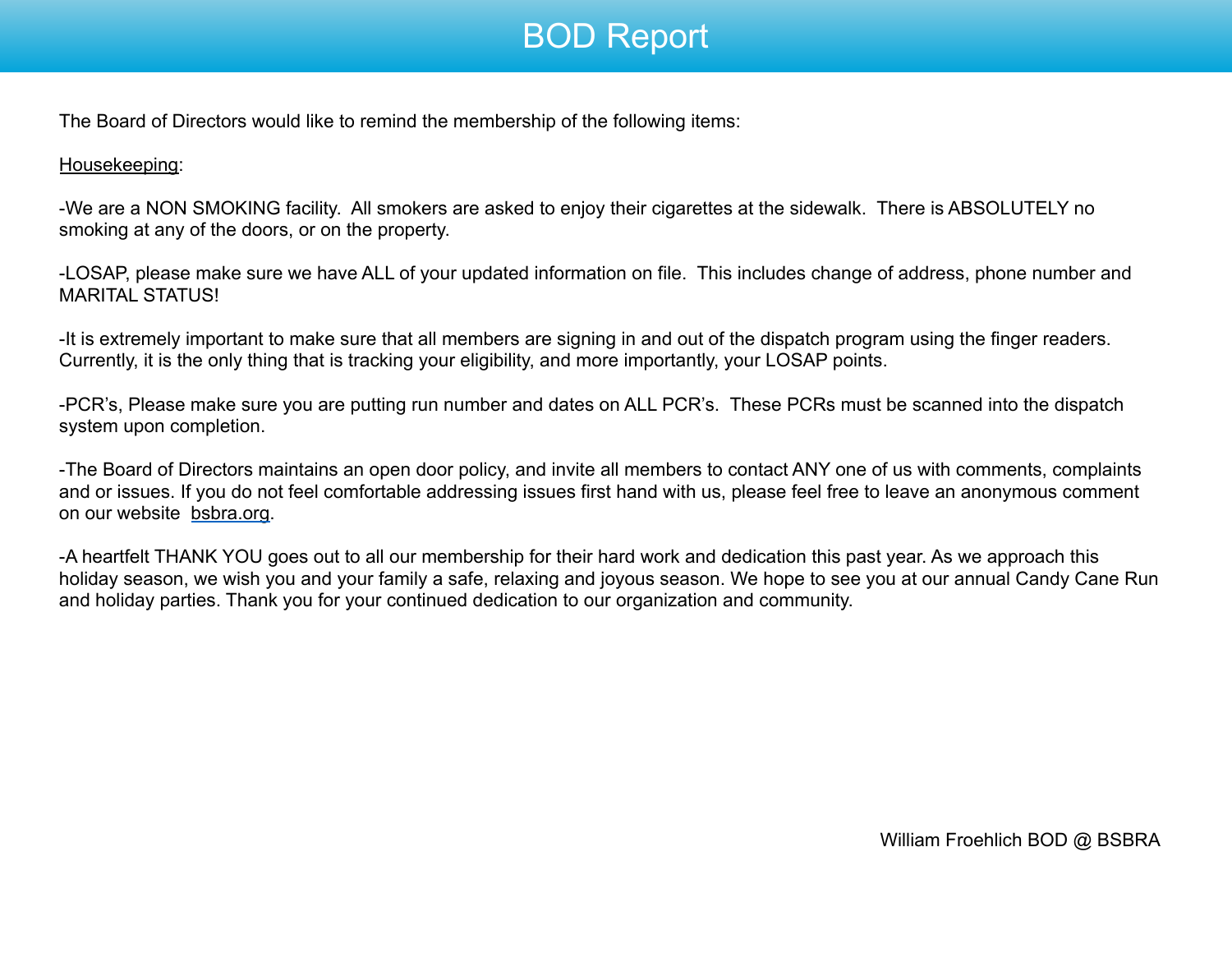# BOD Report

The Board of Directors would like to remind the membership of the following items:

Housekeeping:

-We are a NON SMOKING facility.  All smokers are asked to enjoy their cigarettes at the sidewalk.  There is ABSOLUTELY no smoking at any of the doors, or on the property.

-LOSAP, please make sure we have ALL of your updated information on file.  This includes change of address, phone number and MARITAL STATUS!

-It is extremely important to make sure that all members are signing in and out of the dispatch program using the finger readers. Currently, it is the only thing that is tracking your eligibility, and more importantly, your LOSAP points.

-PCR's, Please make sure you are putting run number and dates on ALL PCR's.  These PCRs must be scanned into the dispatch system upon completion.

-The Board of Directors maintains an open door policy, and invite all members to contact ANY one of us with comments, complaints and or issues. If you do not feel comfortable addressing issues first hand with us, please feel free to leave an anonymous comment on our website  bsbra.org.

-A heartfelt THANK YOU goes out to all our membership for their hard work and dedication this past year. As we approach this holiday season, we wish you and your family a safe, relaxing and joyous season. We hope to see you at our annual Candy Cane Run and holiday parties. Thank you for your continued dedication to our organization and community.

William Froehlich BOD @ BSBRA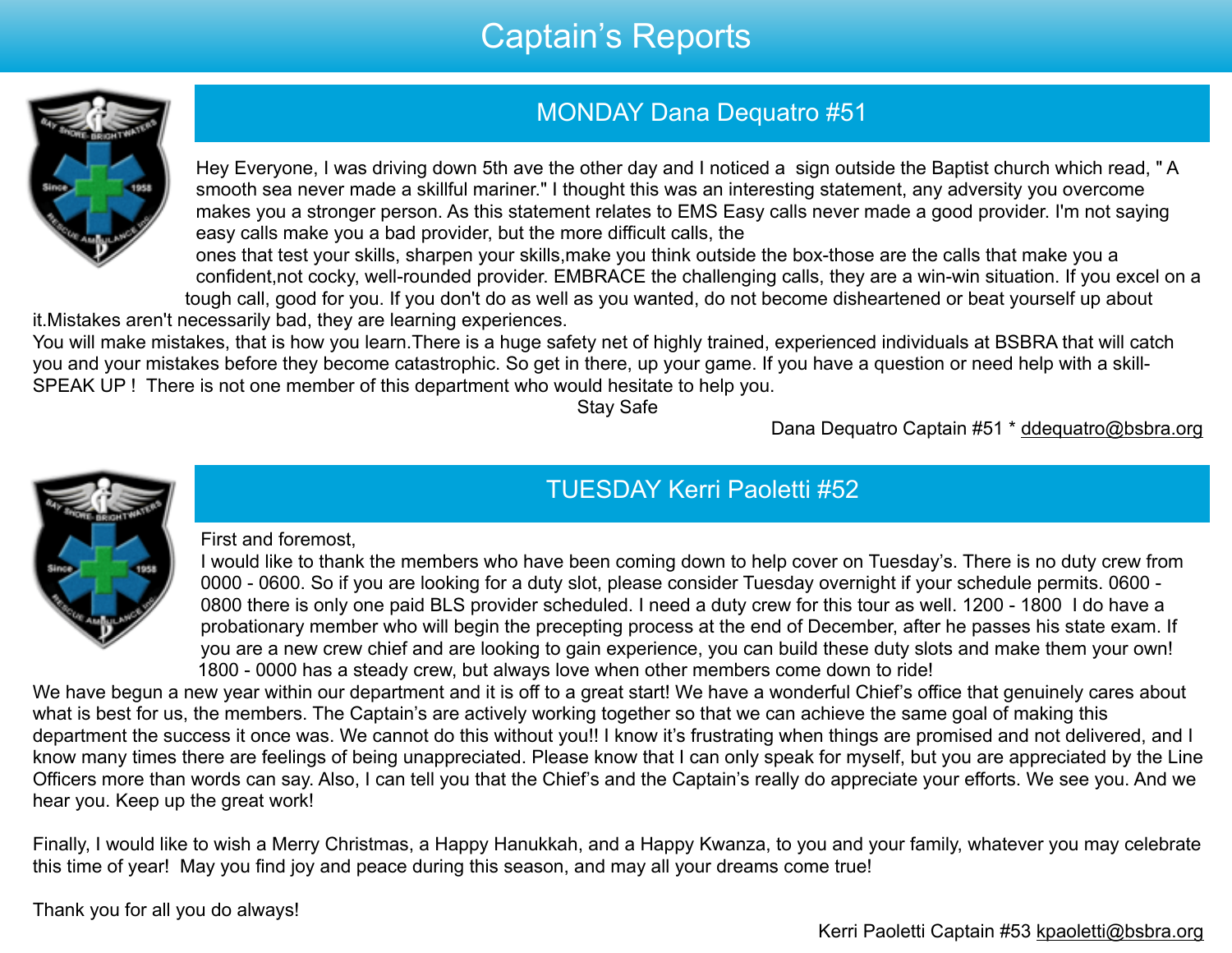# Captain's Reports

## MONDAY Dana Dequatro #51

Hey Everyone, I was driving down 5th ave the other day and I noticed a sign outside the Baptist church which read, " A smooth sea never made a skillful mariner." I thought this was an interesting statement, any adversity you overcome makes you a stronger person. As this statement relates to EMS Easy calls never made a good provider. I'm not saying easy calls make you a bad provider, but the more difficult calls, the ones that test your skills, sharpen your skills,make you think outside the box-those are the calls that make you a confident,not cocky, well-rounded provider. EMBRACE the challenging calls, they are a win-win situation. If you excel on a tough call, good for you. If you don't do as well as you wanted, do not become disheartened or beat yourself up about it.Mistakes aren't necessarily bad, they are learning experiences.

You will make mistakes, that is how you learn.There is a huge safety net of highly trained, experienced individuals at BSBRA that will catch you and your mistakes before they become catastrophic. So get in there, up your game. If you have a question or need help with a skill- SPEAK UP ! There is not one member of this department who would hesitate to help you.

Stay Safe

Dana Dequatro Captain #51 * ddequatro@bsbra.org

## TUESDAY Kerri Paoletti #52

First and foremost,

I would like to thank the members who have been coming down to help cover on Tuesday's. There is no duty crew from 0000 - 0600. So if you are looking for a duty slot, please consider Tuesday overnight if your schedule permits. 0600 - 0800 there is only one paid BLS provider scheduled. I need a duty crew for this tour as well. 1200 - 1800 I do have a probationary member who will begin the precepting process at the end of December, after he passes his state exam. If you are a new crew chief and are looking to gain experience, you can build these duty slots and make them your own! 1800 - 0000 has a steady crew, but always love when other members come down to ride!

We have begun a new year within our department and it is off to a great start! We have a wonderful Chief's office that genuinely cares about what is best for us, the members. The Captain's are actively working together so that we can achieve the same goal of making this department the success it once was. We cannot do this without you!! I know it's frustrating when things are promised and not delivered, and I know many times there are feelings of being unappreciated. Please know that I can only speak for myself, but you are appreciated by the Line Officers more than words can say. Also, I can tell you that the Chief's and the Captain's really do appreciate your efforts. We see you. And we hear you. Keep up the great work!

Finally, I would like to wish a Merry Christmas, a Happy Hanukkah, and a Happy Kwanza, to you and your family, whatever you may celebrate this time of year! May you find joy and peace during this season, and may all your dreams come true!

Thank you for all you do always!

Kerri Paoletti Captain #53 kpaoletti@bsbra.org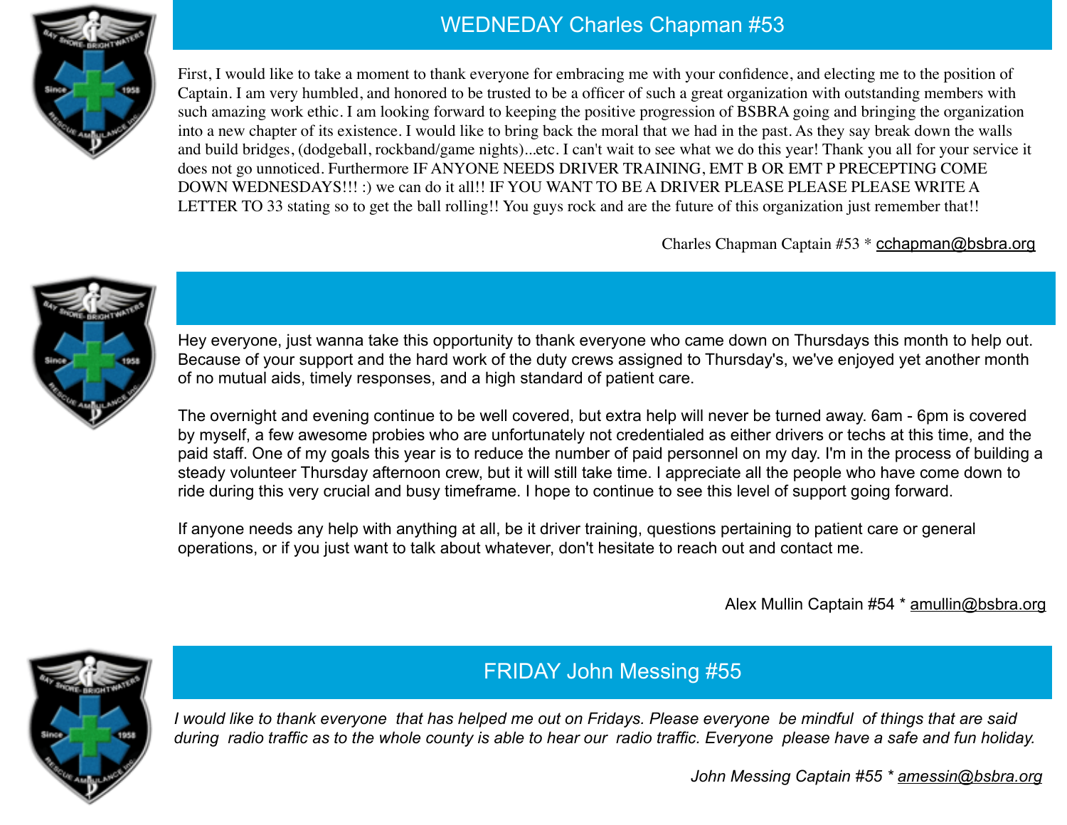## WEDNEDAY Charles Chapman #53

First, I would like to take a moment to thank everyone for embracing me with your confidence, and electing me to the position of Captain. I am very humbled, and honored to be trusted to be a officer of such a great organization with outstanding members with such amazing work ethic. I am looking forward to keeping the positive progression of BSBRA going and bringing the organization into a new chapter of its existence. I would like to bring back the moral that we had in the past. As they say break down the walls and build bridges, (dodgeball, rockband/game nights)...etc. I can't wait to see what we do this year! Thank you all for your service it does not go unnoticed. Furthermore IF ANYONE NEEDS DRIVER TRAINING, EMT B OR EMT P PRECEPTING COME DOWN WEDNESDAYS!!! :) we can do it all!! IF YOU WANT TO BE A DRIVER PLEASE PLEASE PLEASE WRITE A LETTER TO 33 stating so to get the ball rolling!! You guys rock and are the future of this organization just remember that!!

Charles Chapman Captain #53 * cchapman@bsbra.org

Hey everyone, just wanna take this opportunity to thank everyone who came down on Thursdays this month to help out. Because of your support and the hard work of the duty crews assigned to Thursday's, we've enjoyed yet another month of no mutual aids, timely responses, and a high standard of patient care.

The overnight and evening continue to be well covered, but extra help will never be turned away. 6am - 6pm is covered by myself, a few awesome probies who are unfortunately not credentialed as either drivers or techs at this time, and the paid staff. One of my goals this year is to reduce the number of paid personnel on my day. I'm in the process of building a steady volunteer Thursday afternoon crew, but it will still take time. I appreciate all the people who have come down to ride during this very crucial and busy timeframe. I hope to continue to see this level of support going forward.

If anyone needs any help with anything at all, be it driver training, questions pertaining to patient care or general operations, or if you just want to talk about whatever, don't hesitate to reach out and contact me.

Alex Mullin Captain #54 * amullin@bsbra.org

## FRIDAY John Messing #55

*I would like to thank everyone that has helped me out on Fridays. Please everyone be mindful of things that are said during radio traffic as to the whole county is able to hear our radio traffic. Everyone please have a safe and fun holiday.*

*John Messing Captain #55 * amessin@bsbra.org*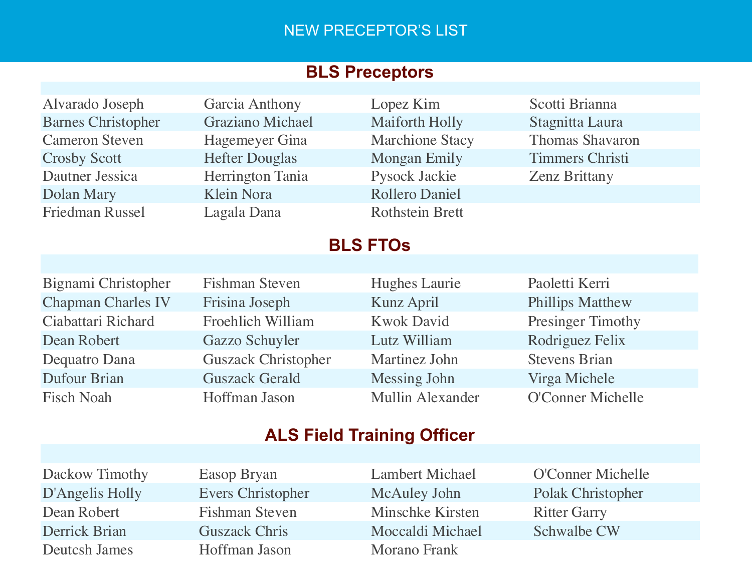# NEW PRECEPTOR'S LIST

## BLS Preceptors

| | | | |
|---|---|---|---|
| Alvarado Joseph | Garcia Anthony | Lopez Kim | Scotti Brianna |
| Barnes Christopher | Graziano Michael | Maiforth Holly | Stagnitta Laura |
| Cameron Steven | Hagemeyer Gina | Marchione Stacy | Thomas Shavaron |
| Crosby Scott | Hefter Douglas | Mongan Emily | Timmers Christi |
| Dautner Jessica | Herrington Tania | Pysock Jackie | Zenz Brittany |
| Dolan Mary | Klein Nora | Rollero Daniel | |
| Friedman Russel | Lagala Dana | Rothstein Brett | |

## BLS FTOs

| | | | |
|---|---|---|---|
| Bignami Christopher | Fishman Steven | Hughes Laurie | Paoletti Kerri |
| Chapman Charles IV | Frisina Joseph | Kunz April | Phillips Matthew |
| Ciabattari Richard | Froehlich William | Kwok David | Presinger Timothy |
| Dean Robert | Gazzo Schuyler | Lutz William | Rodriguez Felix |
| Dequatro Dana | Guszack Christopher | Martinez John | Stevens Brian |
| Dufour Brian | Guszack Gerald | Messing John | Virga Michele |
| Fisch Noah | Hoffman Jason | Mullin Alexander | O'Conner Michelle |

## ALS Field Training Officer

| | | | |
|---|---|---|---|
| Dackow Timothy | Easop Bryan | Lambert Michael | O'Conner Michelle |
| D'Angelis Holly | Evers Christopher | McAuley John | Polak Christopher |
| Dean Robert | Fishman Steven | Minschke Kirsten | Ritter Garry |
| Derrick Brian | Guszack Chris | Moccaldi Michael | Schwalbe CW |
| Deutcsh James | Hoffman Jason | Morano Frank | |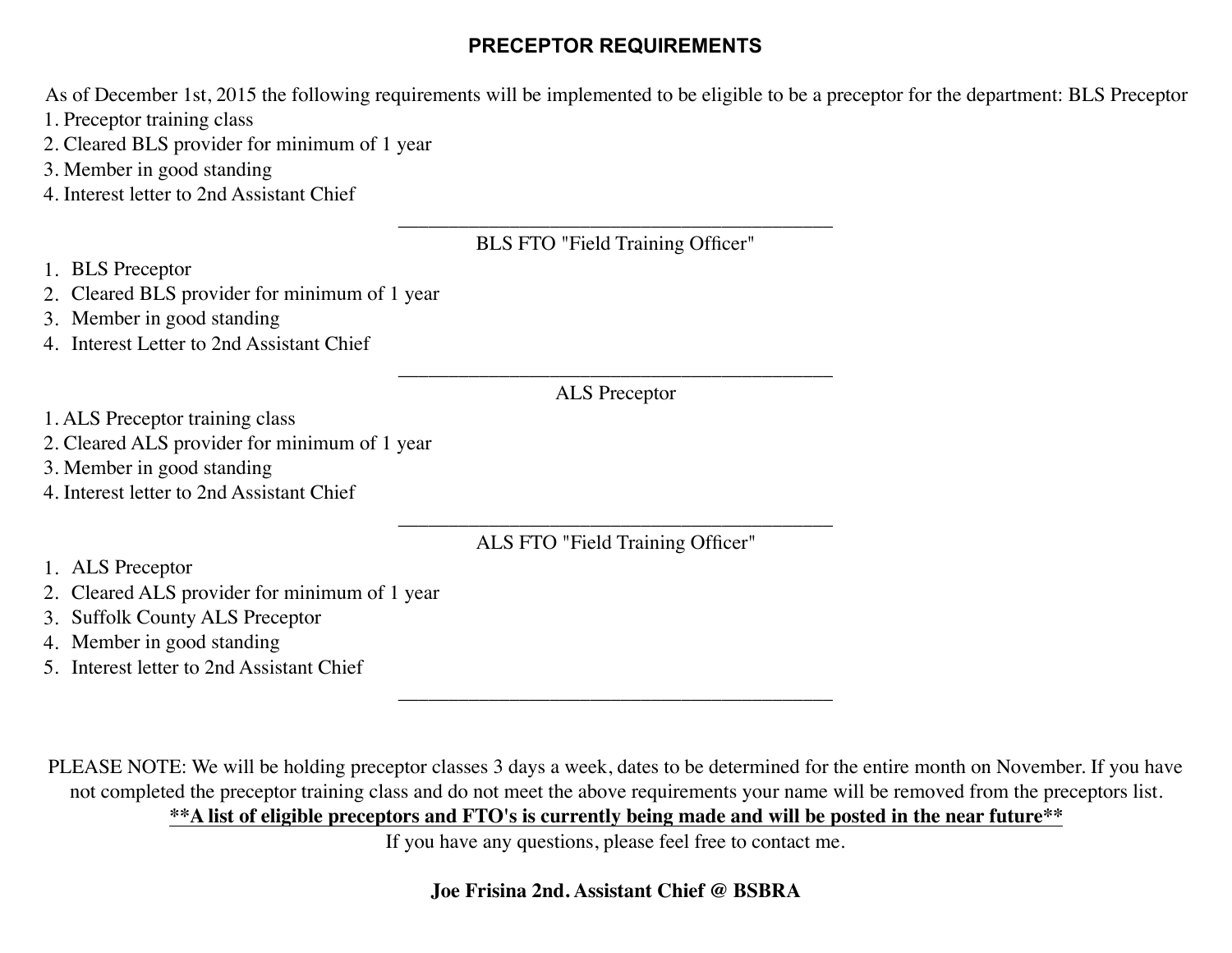# PRECEPTOR REQUIREMENTS

As of December 1st, 2015 the following requirements will be implemented to be eligible to be a preceptor for the department: BLS Preceptor

1. Preceptor training class
2. Cleared BLS provider for minimum of 1 year
3. Member in good standing
4. Interest letter to 2nd Assistant Chief

---

BLS FTO "Field Training Officer"

1. BLS Preceptor
2. Cleared BLS provider for minimum of 1 year
3. Member in good standing
4. Interest Letter to 2nd Assistant Chief

---

ALS Preceptor

1. ALS Preceptor training class
2. Cleared ALS provider for minimum of 1 year
3. Member in good standing
4. Interest letter to 2nd Assistant Chief

---

ALS FTO "Field Training Officer"

1. ALS Preceptor
2. Cleared ALS provider for minimum of 1 year
3. Suffolk County ALS Preceptor
4. Member in good standing
5. Interest letter to 2nd Assistant Chief

---

PLEASE NOTE: We will be holding preceptor classes 3 days a week, dates to be determined for the entire month on November. If you have not completed the preceptor training class and do not meet the above requirements your name will be removed from the preceptors list.

<u>**\*\*A list of eligible preceptors and FTO's is currently being made and will be posted in the near future\*\***</u>

If you have any questions, please feel free to contact me.

**Joe Frisina 2nd. Assistant Chief @ BSBRA**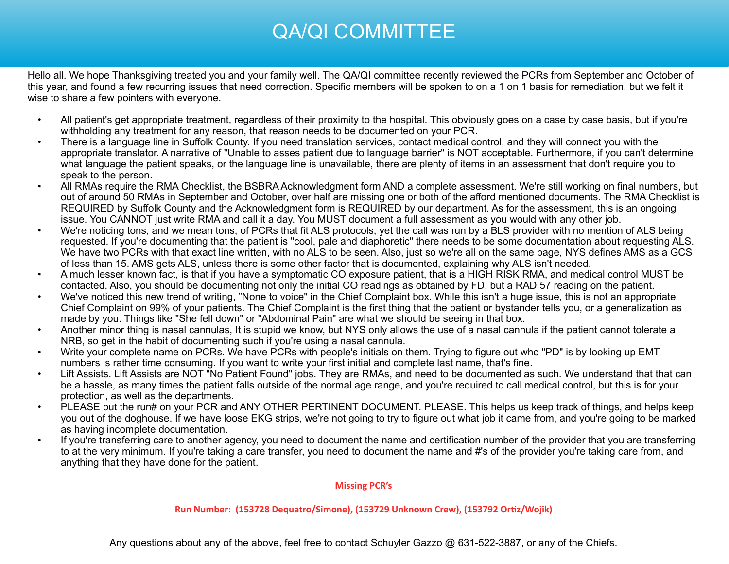# QA/QI COMMITTEE

Hello all. We hope Thanksgiving treated you and your family well. The QA/QI committee recently reviewed the PCRs from September and October of this year, and found a few recurring issues that need correction. Specific members will be spoken to on a 1 on 1 basis for remediation, but we felt it wise to share a few pointers with everyone.

- All patient's get appropriate treatment, regardless of their proximity to the hospital. This obviously goes on a case by case basis, but if you're withholding any treatment for any reason, that reason needs to be documented on your PCR.
- There is a language line in Suffolk County. If you need translation services, contact medical control, and they will connect you with the appropriate translator. A narrative of "Unable to asses patient due to language barrier" is NOT acceptable. Furthermore, if you can't determine what language the patient speaks, or the language line is unavailable, there are plenty of items in an assessment that don't require you to speak to the person.
- All RMAs require the RMA Checklist, the BSBRA Acknowledgment form AND a complete assessment. We're still working on final numbers, but out of around 50 RMAs in September and October, over half are missing one or both of the afford mentioned documents. The RMA Checklist is REQUIRED by Suffolk County and the Acknowledgment form is REQUIRED by our department. As for the assessment, this is an ongoing issue. You CANNOT just write RMA and call it a day. You MUST document a full assessment as you would with any other job.
- We're noticing tons, and we mean tons, of PCRs that fit ALS protocols, yet the call was run by a BLS provider with no mention of ALS being requested. If you're documenting that the patient is "cool, pale and diaphoretic" there needs to be some documentation about requesting ALS. We have two PCRs with that exact line written, with no ALS to be seen. Also, just so we're all on the same page, NYS defines AMS as a GCS of less than 15. AMS gets ALS, unless there is some other factor that is documented, explaining why ALS isn't needed.
- A much lesser known fact, is that if you have a symptomatic CO exposure patient, that is a HIGH RISK RMA, and medical control MUST be contacted. Also, you should be documenting not only the initial CO readings as obtained by FD, but a RAD 57 reading on the patient.
- We've noticed this new trend of writing, "None to voice" in the Chief Complaint box. While this isn't a huge issue, this is not an appropriate Chief Complaint on 99% of your patients. The Chief Complaint is the first thing that the patient or bystander tells you, or a generalization as made by you. Things like "She fell down" or "Abdominal Pain" are what we should be seeing in that box.
- Another minor thing is nasal cannulas, It is stupid we know, but NYS only allows the use of a nasal cannula if the patient cannot tolerate a NRB, so get in the habit of documenting such if you're using a nasal cannula.
- Write your complete name on PCRs. We have PCRs with people's initials on them. Trying to figure out who "PD" is by looking up EMT numbers is rather time consuming. If you want to write your first initial and complete last name, that's fine.
- Lift Assists. Lift Assists are NOT "No Patient Found" jobs. They are RMAs, and need to be documented as such. We understand that that can be a hassle, as many times the patient falls outside of the normal age range, and you're required to call medical control, but this is for your protection, as well as the departments.
- PLEASE put the run# on your PCR and ANY OTHER PERTINENT DOCUMENT. PLEASE. This helps us keep track of things, and helps keep you out of the doghouse. If we have loose EKG strips, we're not going to try to figure out what job it came from, and you're going to be marked as having incomplete documentation.
- If you're transferring care to another agency, you need to document the name and certification number of the provider that you are transferring to at the very minimum. If you're taking a care transfer, you need to document the name and #'s of the provider you're taking care from, and anything that they have done for the patient.

**Missing PCR's**

**Run Number: (153728 Dequatro/Simone), (153729 Unknown Crew), (153792 Ortiz/Wojik)**

Any questions about any of the above, feel free to contact Schuyler Gazzo @ 631-522-3887, or any of the Chiefs.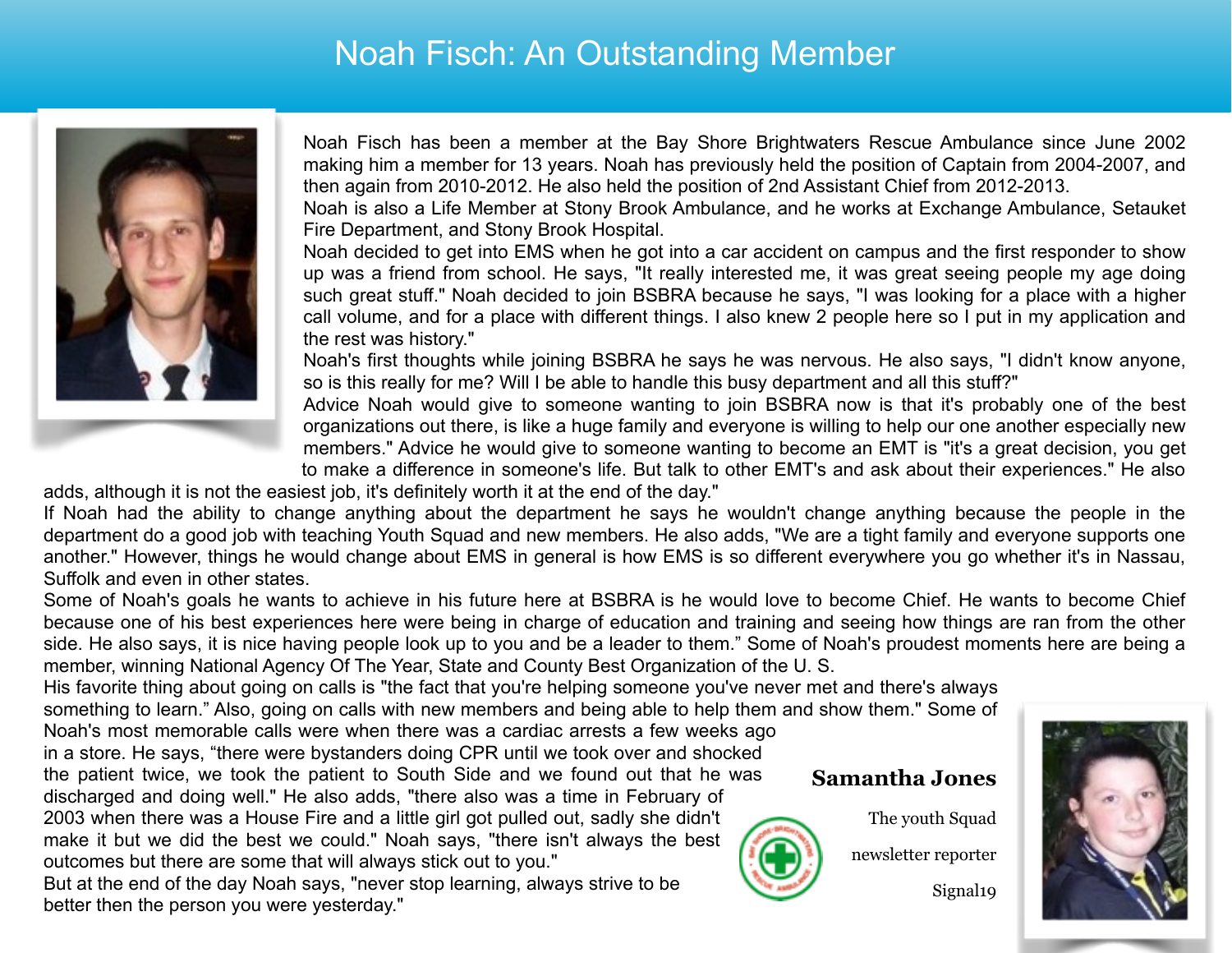# Noah Fisch: An Outstanding Member

Noah Fisch has been a member at the Bay Shore Brightwaters Rescue Ambulance since June 2002 making him a member for 13 years. Noah has previously held the position of Captain from 2004-2007, and then again from 2010-2012. He also held the position of 2nd Assistant Chief from 2012-2013.

Noah is also a Life Member at Stony Brook Ambulance, and he works at Exchange Ambulance, Setauket Fire Department, and Stony Brook Hospital.

Noah decided to get into EMS when he got into a car accident on campus and the first responder to show up was a friend from school. He says, "It really interested me, it was great seeing people my age doing such great stuff." Noah decided to join BSBRA because he says, "I was looking for a place with a higher call volume, and for a place with different things. I also knew 2 people here so I put in my application and the rest was history."

Noah's first thoughts while joining BSBRA he says he was nervous. He also says, "I didn't know anyone, so is this really for me? Will I be able to handle this busy department and all this stuff?"

Advice Noah would give to someone wanting to join BSBRA now is that it's probably one of the best organizations out there, is like a huge family and everyone is willing to help our one another especially new members." Advice he would give to someone wanting to become an EMT is "it's a great decision, you get to make a difference in someone's life. But talk to other EMT's and ask about their experiences." He also adds, although it is not the easiest job, it's definitely worth it at the end of the day."

If Noah had the ability to change anything about the department he says he wouldn't change anything because the people in the department do a good job with teaching Youth Squad and new members. He also adds, "We are a tight family and everyone supports one another." However, things he would change about EMS in general is how EMS is so different everywhere you go whether it's in Nassau, Suffolk and even in other states.

Some of Noah's goals he wants to achieve in his future here at BSBRA is he would love to become Chief. He wants to become Chief because one of his best experiences here were being in charge of education and training and seeing how things are ran from the other side. He also says, it is nice having people look up to you and be a leader to them." Some of Noah's proudest moments here are being a member, winning National Agency Of The Year, State and County Best Organization of the U. S.

His favorite thing about going on calls is "the fact that you're helping someone you've never met and there's always something to learn." Also, going on calls with new members and being able to help them and show them." Some of Noah's most memorable calls were when there was a cardiac arrests a few weeks ago in a store. He says, "there were bystanders doing CPR until we took over and shocked the patient twice, we took the patient to South Side and we found out that he was discharged and doing well." He also adds, "there also was a time in February of 2003 when there was a House Fire and a little girl got pulled out, sadly she didn't make it but we did the best we could." Noah says, "there isn't always the best outcomes but there are some that will always stick out to you."

But at the end of the day Noah says, "never stop learning, always strive to be better then the person you were yesterday."

**Samantha Jones**

The youth Squad

newsletter reporter

Signal19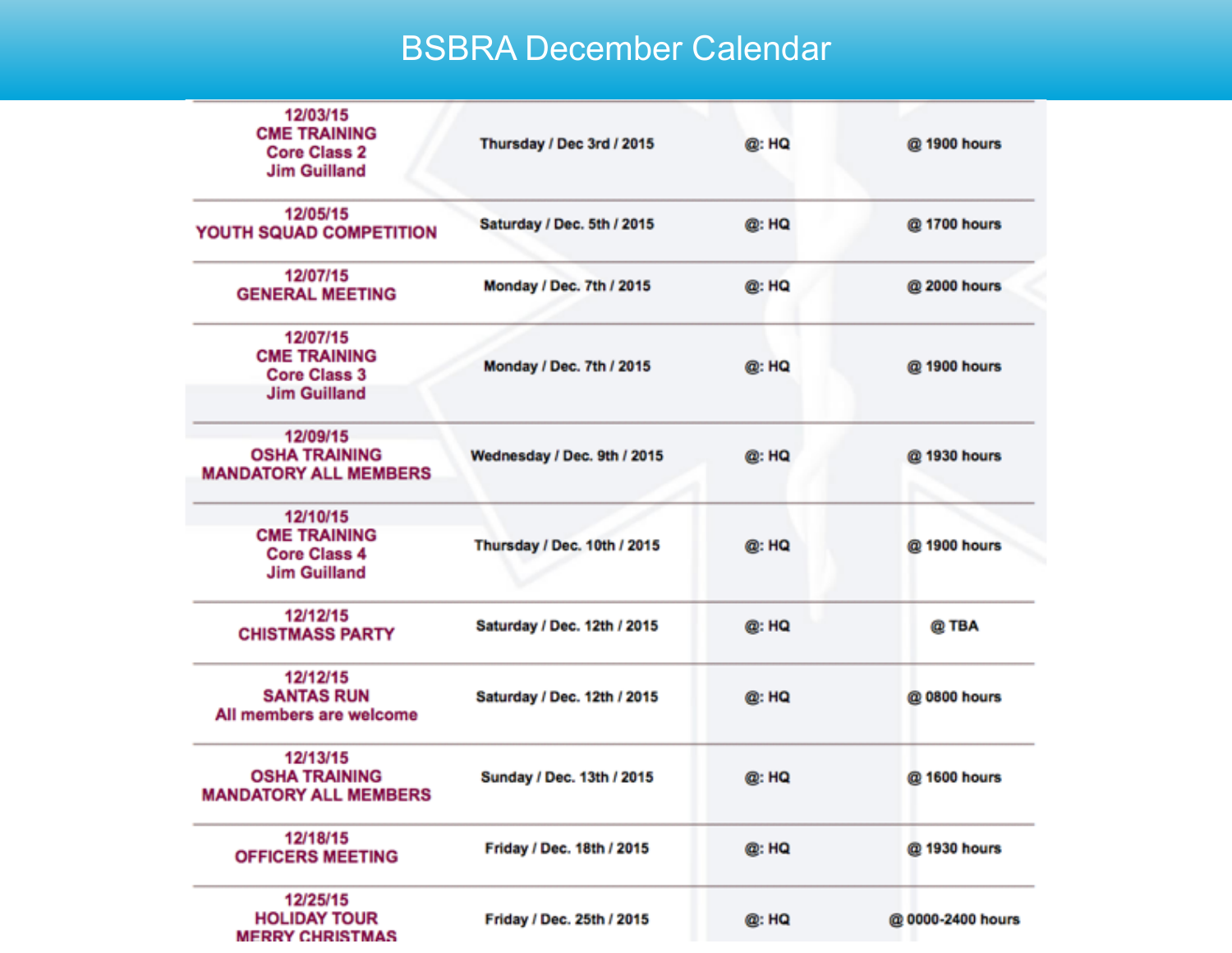# BSBRA December Calendar

| Event | Date | Location | Time |
|---|---|---|---|
| 12/03/15 CME TRAINING Core Class 2 Jim Guilland | Thursday / Dec 3rd / 2015 | @: HQ | @ 1900 hours |
| 12/05/15 YOUTH SQUAD COMPETITION | Saturday / Dec. 5th / 2015 | @: HQ | @ 1700 hours |
| 12/07/15 GENERAL MEETING | Monday / Dec. 7th / 2015 | @: HQ | @ 2000 hours |
| 12/07/15 CME TRAINING Core Class 3 Jim Guilland | Monday / Dec. 7th / 2015 | @: HQ | @ 1900 hours |
| 12/09/15 OSHA TRAINING MANDATORY ALL MEMBERS | Wednesday / Dec. 9th / 2015 | @: HQ | @ 1930 hours |
| 12/10/15 CME TRAINING Core Class 4 Jim Guilland | Thursday / Dec. 10th / 2015 | @: HQ | @ 1900 hours |
| 12/12/15 CHISTMASS PARTY | Saturday / Dec. 12th / 2015 | @: HQ | @ TBA |
| 12/12/15 SANTAS RUN All members are welcome | Saturday / Dec. 12th / 2015 | @: HQ | @ 0800 hours |
| 12/13/15 OSHA TRAINING MANDATORY ALL MEMBERS | Sunday / Dec. 13th / 2015 | @: HQ | @ 1600 hours |
| 12/18/15 OFFICERS MEETING | Friday / Dec. 18th / 2015 | @: HQ | @ 1930 hours |
| 12/25/15 HOLIDAY TOUR MERRY CHRISTMAS | Friday / Dec. 25th / 2015 | @: HQ | @ 0000-2400 hours |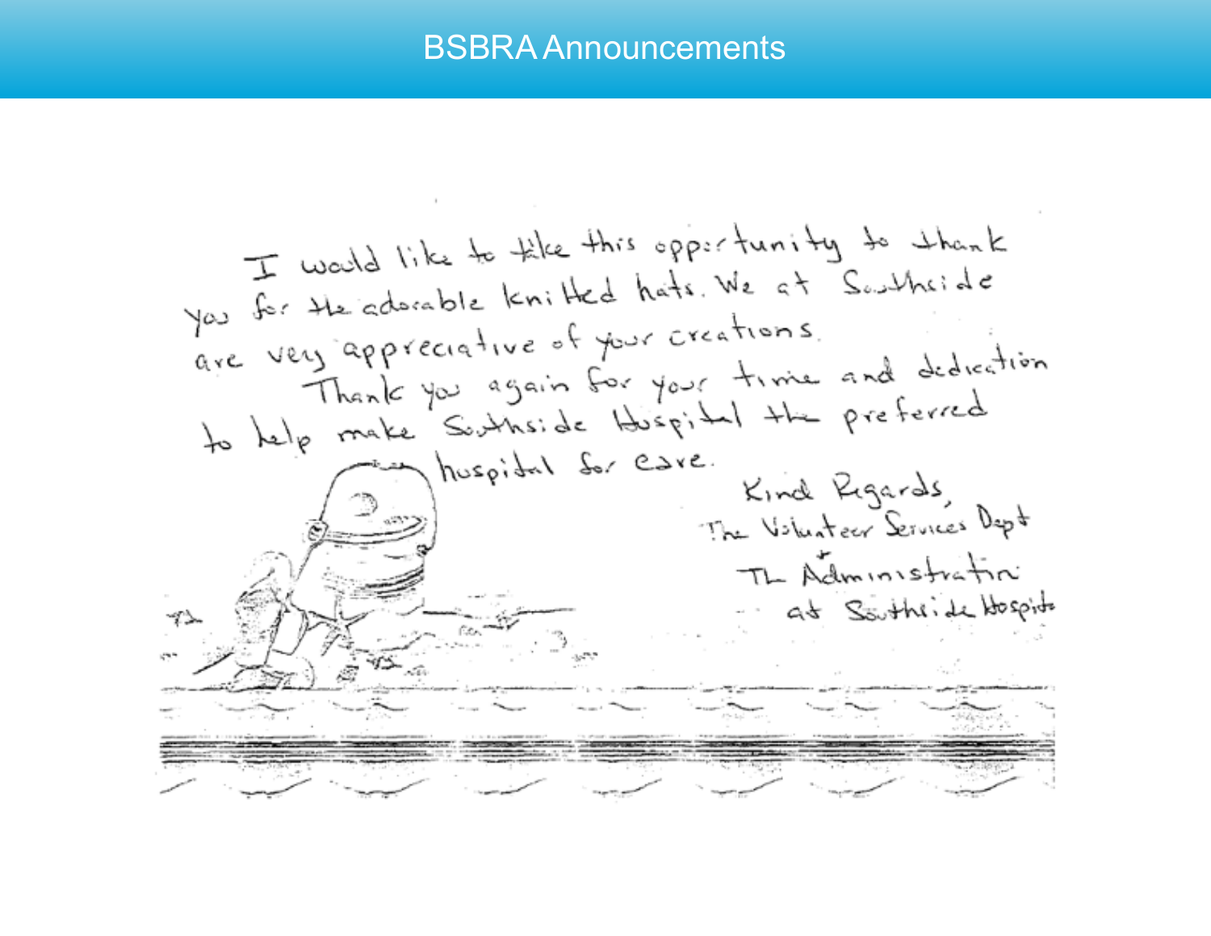# BSBRA Announcements

I would like to take this opportunity to thank you for the adorable knitted hats. We at Southside are very appreciative of your creations.

Thank you again for your time and dedication to help make Southside Hospital the preferred hospital for care.

Kind Regards,
The Volunteer Services Dept
&
The Administration
at Southside Hospital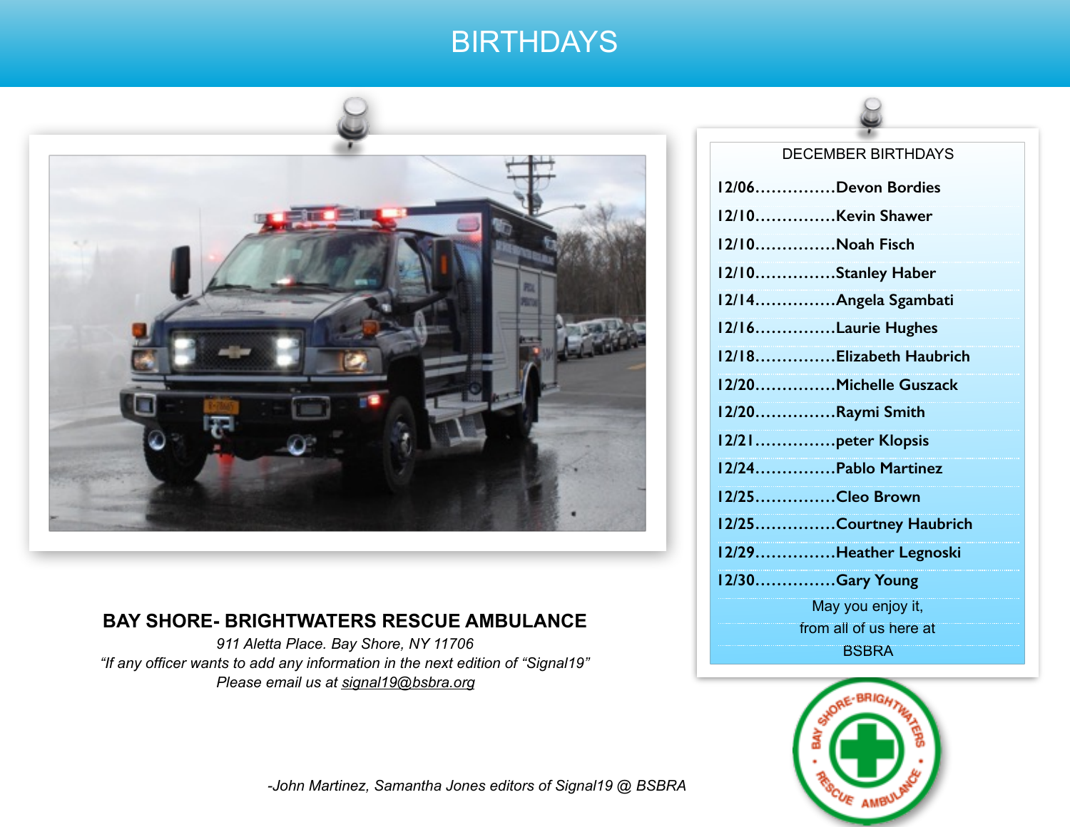# BIRTHDAYS

## DECEMBER BIRTHDAYS

| | |
|---|---|
| 12/06 | Devon Bordies |
| 12/10 | Kevin Shawer |
| 12/10 | Noah Fisch |
| 12/10 | Stanley Haber |
| 12/14 | Angela Sgambati |
| 12/16 | Laurie Hughes |
| 12/18 | Elizabeth Haubrich |
| 12/20 | Michelle Guszack |
| 12/20 | Raymi Smith |
| 12/21 | peter Klopsis |
| 12/24 | Pablo Martinez |
| 12/25 | Cleo Brown |
| 12/25 | Courtney Haubrich |
| 12/29 | Heather Legnoski |
| 12/30 | Gary Young |

May you enjoy it,
from all of us here at
BSBRA

**BAY SHORE- BRIGHTWATERS RESCUE AMBULANCE**

*911 Aletta Place. Bay Shore, NY 11706*

*"If any officer wants to add any information in the next edition of "Signal19"*

*Please email us at signal19@bsbra.org*

*-John Martinez, Samantha Jones editors of Signal19 @ BSBRA*